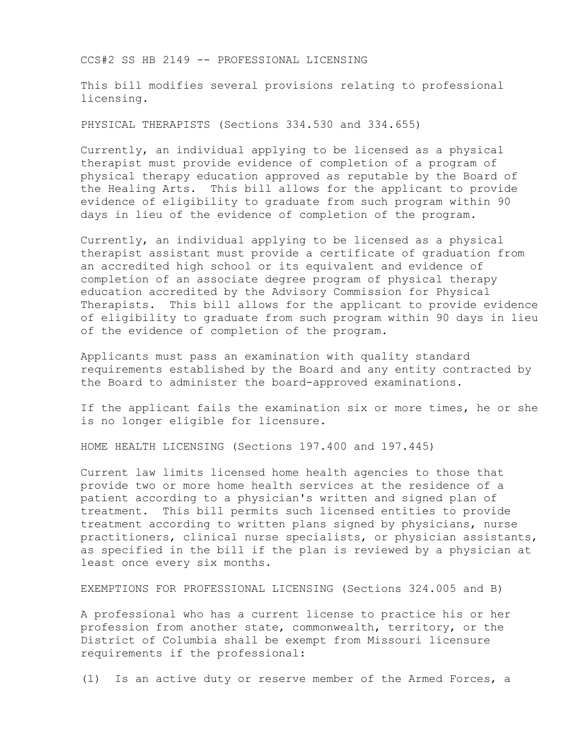CCS#2 SS HB 2149 -- PROFESSIONAL LICENSING

This bill modifies several provisions relating to professional licensing.

PHYSICAL THERAPISTS (Sections 334.530 and 334.655)

Currently, an individual applying to be licensed as a physical therapist must provide evidence of completion of a program of physical therapy education approved as reputable by the Board of the Healing Arts. This bill allows for the applicant to provide evidence of eligibility to graduate from such program within 90 days in lieu of the evidence of completion of the program.

Currently, an individual applying to be licensed as a physical therapist assistant must provide a certificate of graduation from an accredited high school or its equivalent and evidence of completion of an associate degree program of physical therapy education accredited by the Advisory Commission for Physical Therapists. This bill allows for the applicant to provide evidence of eligibility to graduate from such program within 90 days in lieu of the evidence of completion of the program.

Applicants must pass an examination with quality standard requirements established by the Board and any entity contracted by the Board to administer the board-approved examinations.

If the applicant fails the examination six or more times, he or she is no longer eligible for licensure.

HOME HEALTH LICENSING (Sections 197.400 and 197.445)

Current law limits licensed home health agencies to those that provide two or more home health services at the residence of a patient according to a physician's written and signed plan of treatment. This bill permits such licensed entities to provide treatment according to written plans signed by physicians, nurse practitioners, clinical nurse specialists, or physician assistants, as specified in the bill if the plan is reviewed by a physician at least once every six months.

EXEMPTIONS FOR PROFESSIONAL LICENSING (Sections 324.005 and B)

A professional who has a current license to practice his or her profession from another state, commonwealth, territory, or the District of Columbia shall be exempt from Missouri licensure requirements if the professional:

(1) Is an active duty or reserve member of the Armed Forces, a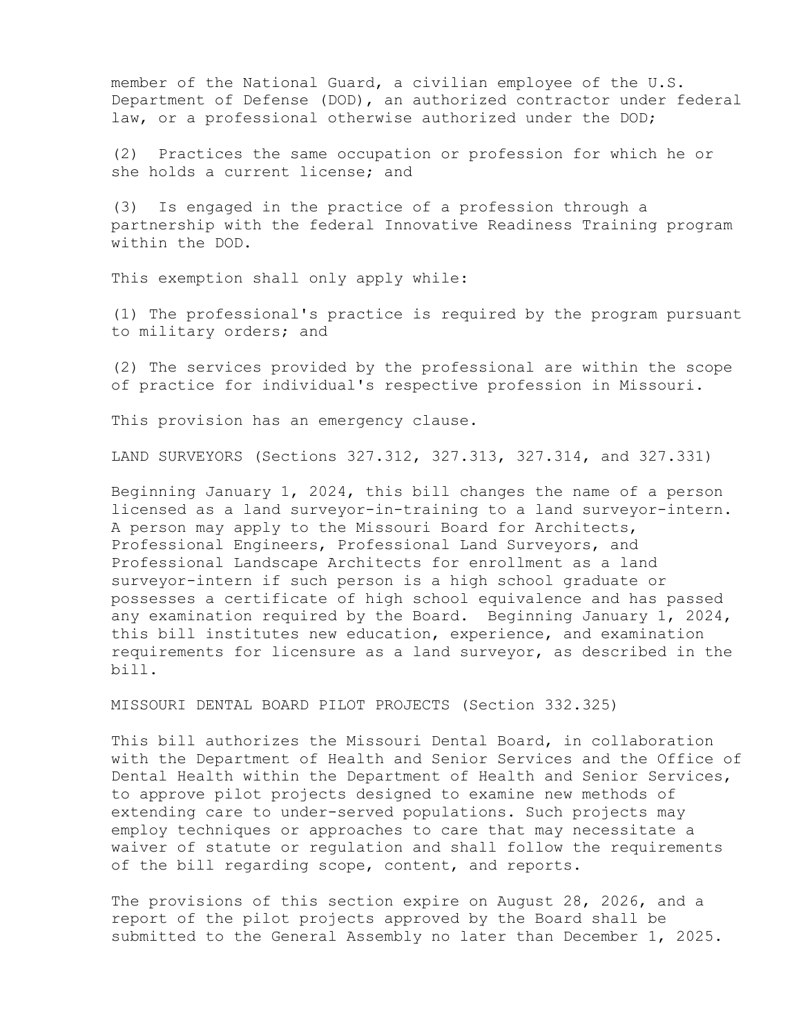member of the National Guard, a civilian employee of the U.S. Department of Defense (DOD), an authorized contractor under federal law, or a professional otherwise authorized under the DOD;

(2) Practices the same occupation or profession for which he or she holds a current license; and

(3) Is engaged in the practice of a profession through a partnership with the federal Innovative Readiness Training program within the DOD.

This exemption shall only apply while:

(1) The professional's practice is required by the program pursuant to military orders; and

(2) The services provided by the professional are within the scope of practice for individual's respective profession in Missouri.

This provision has an emergency clause.

LAND SURVEYORS (Sections 327.312, 327.313, 327.314, and 327.331)

Beginning January 1, 2024, this bill changes the name of a person licensed as a land surveyor-in-training to a land surveyor-intern. A person may apply to the Missouri Board for Architects, Professional Engineers, Professional Land Surveyors, and Professional Landscape Architects for enrollment as a land surveyor-intern if such person is a high school graduate or possesses a certificate of high school equivalence and has passed any examination required by the Board. Beginning January 1, 2024, this bill institutes new education, experience, and examination requirements for licensure as a land surveyor, as described in the bill.

MISSOURI DENTAL BOARD PILOT PROJECTS (Section 332.325)

This bill authorizes the Missouri Dental Board, in collaboration with the Department of Health and Senior Services and the Office of Dental Health within the Department of Health and Senior Services, to approve pilot projects designed to examine new methods of extending care to under-served populations. Such projects may employ techniques or approaches to care that may necessitate a waiver of statute or regulation and shall follow the requirements of the bill regarding scope, content, and reports.

The provisions of this section expire on August 28, 2026, and a report of the pilot projects approved by the Board shall be submitted to the General Assembly no later than December 1, 2025.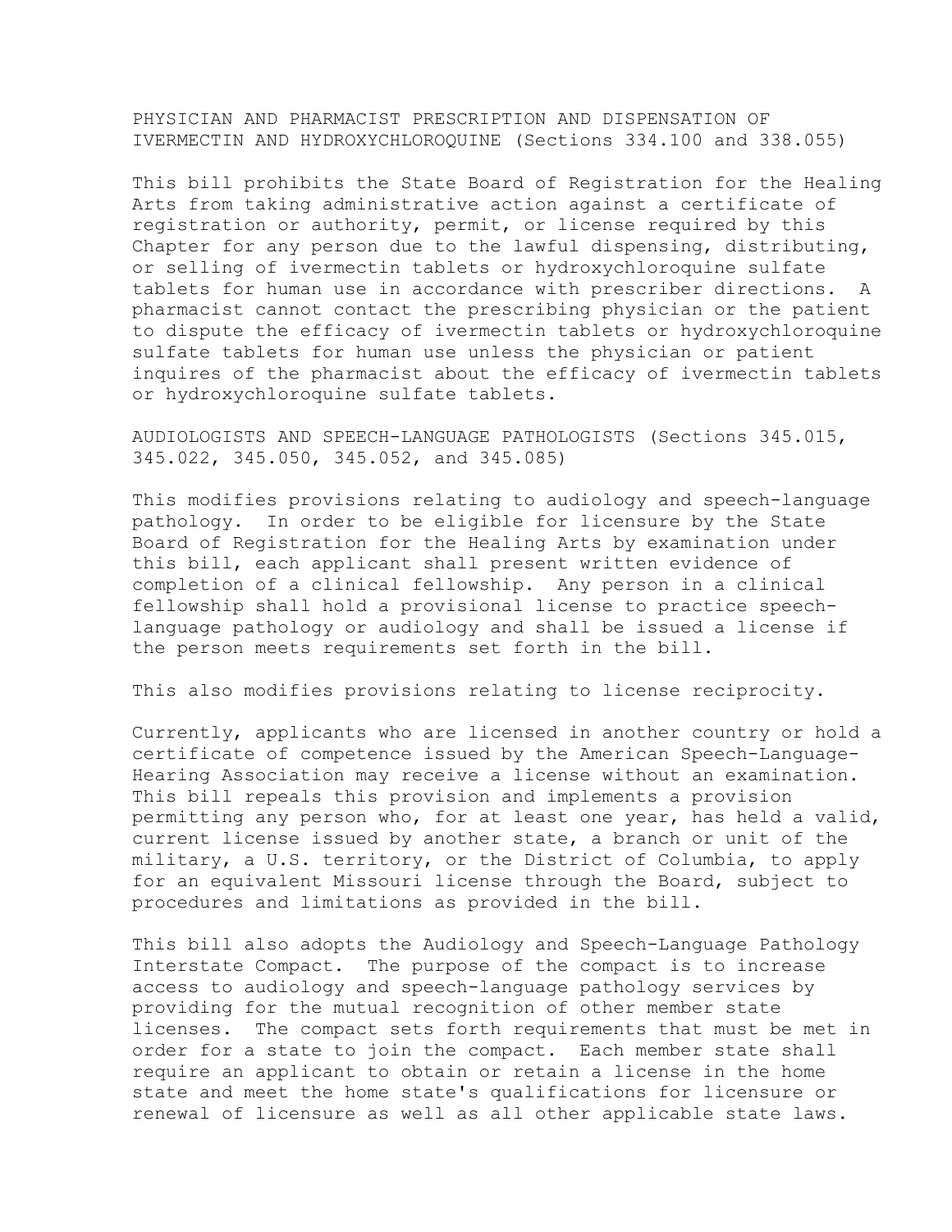PHYSICIAN AND PHARMACIST PRESCRIPTION AND DISPENSATION OF IVERMECTIN AND HYDROXYCHLOROQUINE (Sections 334.100 and 338.055)

This bill prohibits the State Board of Registration for the Healing Arts from taking administrative action against a certificate of registration or authority, permit, or license required by this Chapter for any person due to the lawful dispensing, distributing, or selling of ivermectin tablets or hydroxychloroquine sulfate tablets for human use in accordance with prescriber directions. A pharmacist cannot contact the prescribing physician or the patient to dispute the efficacy of ivermectin tablets or hydroxychloroquine sulfate tablets for human use unless the physician or patient inquires of the pharmacist about the efficacy of ivermectin tablets or hydroxychloroquine sulfate tablets.

AUDIOLOGISTS AND SPEECH-LANGUAGE PATHOLOGISTS (Sections 345.015, 345.022, 345.050, 345.052, and 345.085)

This modifies provisions relating to audiology and speech-language pathology. In order to be eligible for licensure by the State Board of Registration for the Healing Arts by examination under this bill, each applicant shall present written evidence of completion of a clinical fellowship. Any person in a clinical fellowship shall hold a provisional license to practice speech-language pathology or audiology and shall be issued a license if the person meets requirements set forth in the bill.

This also modifies provisions relating to license reciprocity.

Currently, applicants who are licensed in another country or hold a certificate of competence issued by the American Speech-Language-Hearing Association may receive a license without an examination. This bill repeals this provision and implements a provision permitting any person who, for at least one year, has held a valid, current license issued by another state, a branch or unit of the military, a U.S. territory, or the District of Columbia, to apply for an equivalent Missouri license through the Board, subject to procedures and limitations as provided in the bill.

This bill also adopts the Audiology and Speech-Language Pathology Interstate Compact. The purpose of the compact is to increase access to audiology and speech-language pathology services by providing for the mutual recognition of other member state licenses. The compact sets forth requirements that must be met in order for a state to join the compact. Each member state shall require an applicant to obtain or retain a license in the home state and meet the home state's qualifications for licensure or renewal of licensure as well as all other applicable state laws.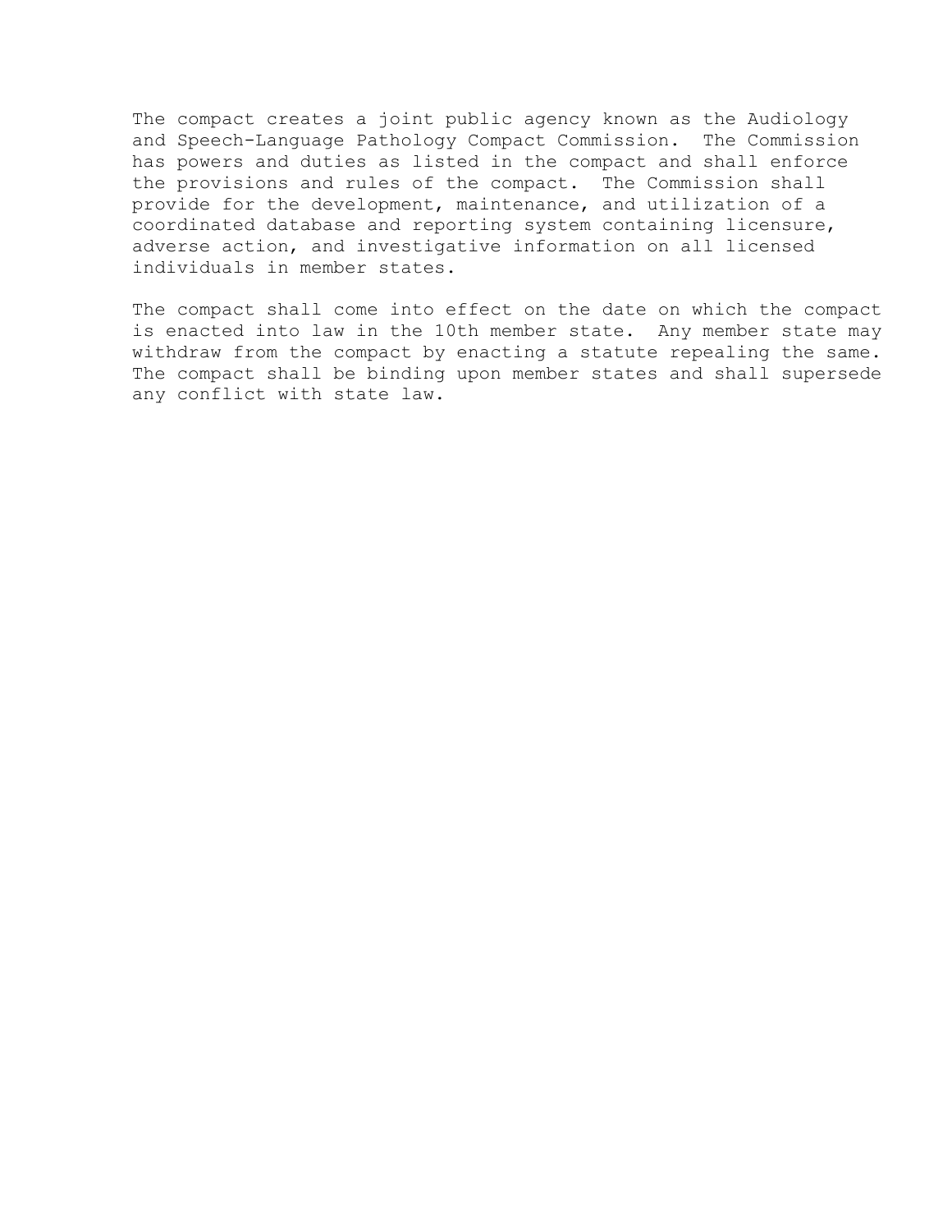The compact creates a joint public agency known as the Audiology and Speech-Language Pathology Compact Commission. The Commission has powers and duties as listed in the compact and shall enforce the provisions and rules of the compact. The Commission shall provide for the development, maintenance, and utilization of a coordinated database and reporting system containing licensure, adverse action, and investigative information on all licensed individuals in member states.

The compact shall come into effect on the date on which the compact is enacted into law in the 10th member state. Any member state may withdraw from the compact by enacting a statute repealing the same. The compact shall be binding upon member states and shall supersede any conflict with state law.